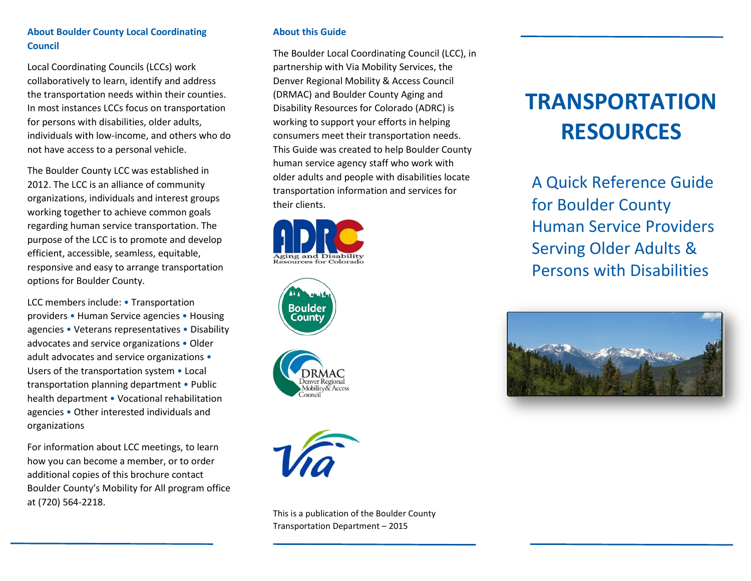## About Boulder County Local Coordinating Council

Local Coordinating Councils (LCCs) work collaboratively to learn, identify and address the transportation needs within their counties. In most instances LCCs focus on transportation for persons with disabilities, older adults, individuals with low-income, and others who do not have access to a personal vehicle.

The Boulder County LCC was established in 2012. The LCC is an alliance of community organizations, individuals and interest groups working together to achieve common goals regarding human service transportation. The purpose of the LCC is to promote and develop efficient, accessible, seamless, equitable, responsive and easy to arrange transportation options for Boulder County.

LCC members include: • Transportation providers • Human Service agencies • Housing agencies • Veterans representatives • Disability advocates and service organizations • Older adult advocates and service organizations • Users of the transportation system • Local transportation planning department • Public health department • Vocational rehabilitation agencies • Other interested individuals and organizations

For information about LCC meetings, to learn how you can become a member, or to order additional copies of this brochure contact Boulder County's Mobility for All program office at (720) 564-2218.

## About this Guide

The Boulder Local Coordinating Council (LCC), in partnership with Via Mobility Services, the Denver Regional Mobility & Access Council (DRMAC) and Boulder County Aging and Disability Resources for Colorado (ADRC) is working to support your efforts in helping consumers meet their transportation needs. This Guide was created to help Boulder County human service agency staff who work with older adults and people with disabilities locate transportation information and services for their clients.

ADRC Aging and Disability Resources for Colorado

Boulder County

DRMAC Denver Regional Mobility & Access Council

Via

This is a publication of the Boulder County Transportation Department – 2015

# TRANSPORTATION RESOURCES

## A Quick Reference Guide for Boulder County Human Service Providers Serving Older Adults & Persons with Disabilities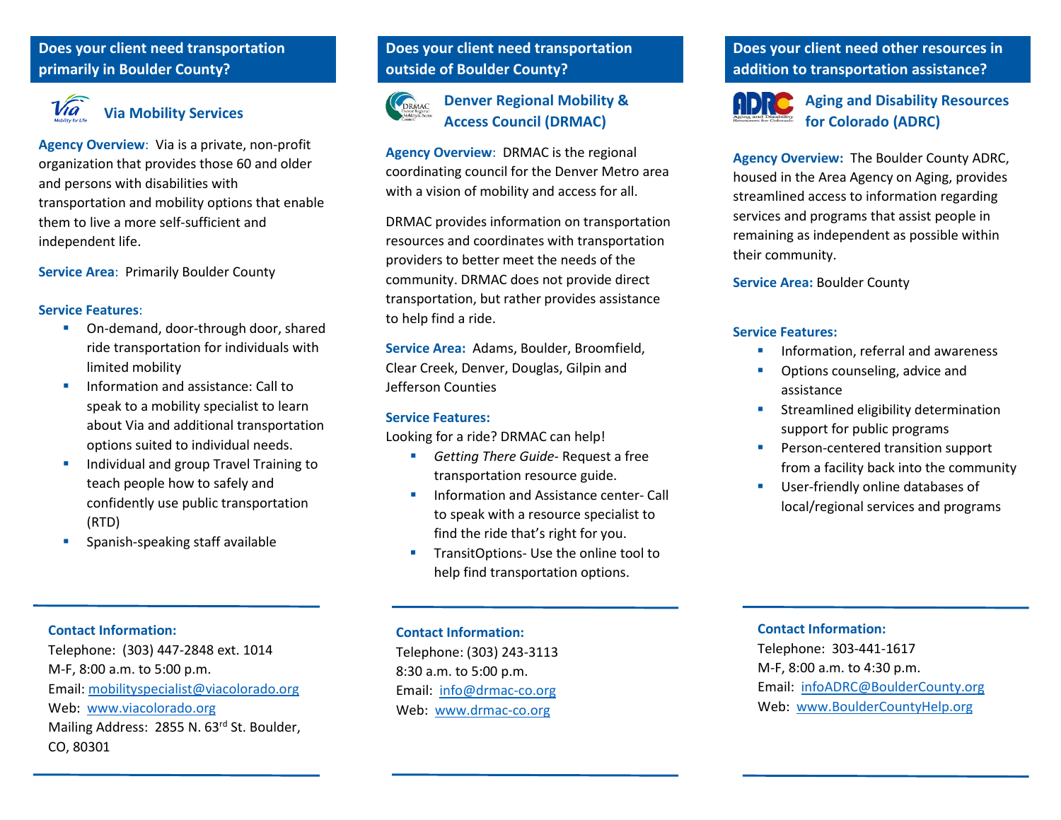## Does your client need transportation primarily in Boulder County?

### Via Mobility Services

**Agency Overview**: Via is a private, non-profit organization that provides those 60 and older and persons with disabilities with transportation and mobility options that enable them to live a more self-sufficient and independent life.

**Service Area**: Primarily Boulder County

**Service Features**:

- On-demand, door-through door, shared ride transportation for individuals with limited mobility
- Information and assistance: Call to speak to a mobility specialist to learn about Via and additional transportation options suited to individual needs.
- Individual and group Travel Training to teach people how to safely and confidently use public transportation (RTD)
- Spanish-speaking staff available

**Contact Information:**
Telephone: (303) 447-2848 ext. 1014
M-F, 8:00 a.m. to 5:00 p.m.
Email: mobilityspecialist@viacolorado.org
Web: www.viacolorado.org
Mailing Address: 2855 N. 63rd St. Boulder, CO, 80301

## Does your client need transportation outside of Boulder County?

### Denver Regional Mobility & Access Council (DRMAC)

**Agency Overview**: DRMAC is the regional coordinating council for the Denver Metro area with a vision of mobility and access for all.

DRMAC provides information on transportation resources and coordinates with transportation providers to better meet the needs of the community. DRMAC does not provide direct transportation, but rather provides assistance to help find a ride.

**Service Area:** Adams, Boulder, Broomfield, Clear Creek, Denver, Douglas, Gilpin and Jefferson Counties

**Service Features:**

Looking for a ride? DRMAC can help!

- *Getting There Guide*- Request a free transportation resource guide.
- Information and Assistance center- Call to speak with a resource specialist to find the ride that's right for you.
- TransitOptions- Use the online tool to help find transportation options.

**Contact Information:**
Telephone: (303) 243-3113
8:30 a.m. to 5:00 p.m.
Email: info@drmac-co.org
Web: www.drmac-co.org

## Does your client need other resources in addition to transportation assistance?

### Aging and Disability Resources for Colorado (ADRC)

**Agency Overview:** The Boulder County ADRC, housed in the Area Agency on Aging, provides streamlined access to information regarding services and programs that assist people in remaining as independent as possible within their community.

**Service Area:** Boulder County

**Service Features:**

- Information, referral and awareness
- Options counseling, advice and assistance
- Streamlined eligibility determination support for public programs
- Person-centered transition support from a facility back into the community
- User-friendly online databases of local/regional services and programs

**Contact Information:**
Telephone: 303-441-1617
M-F, 8:00 a.m. to 4:30 p.m.
Email: infoADRC@BoulderCounty.org
Web: www.BoulderCountyHelp.org